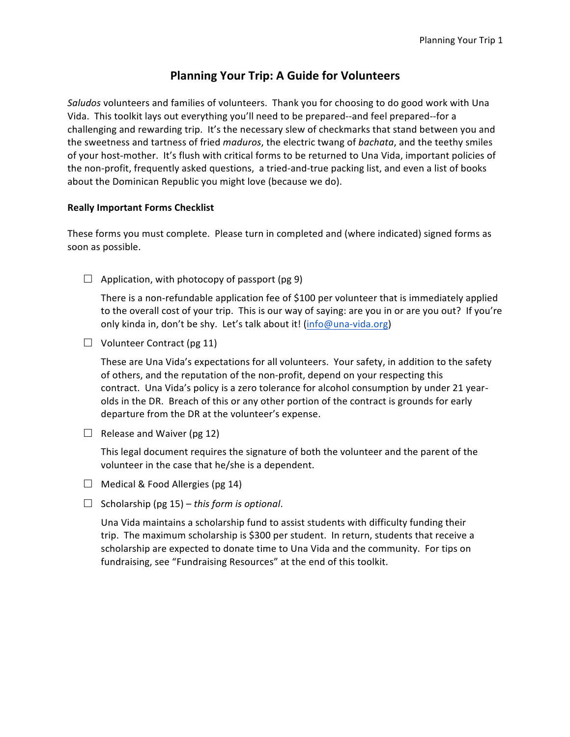# Planning Your Trip: A Guide for Volunteers

*Saludos* volunteers and families of volunteers. Thank you for choosing to do good work with Una Vida. This toolkit lays out everything you'll need to be prepared--and feel prepared--for a challenging and rewarding trip. It's the necessary slew of checkmarks that stand between you and the sweetness and tartness of fried *maduros*, the electric twang of *bachata*, and the teethy smiles of your host-mother. It's flush with critical forms to be returned to Una Vida, important policies of the non-profit, frequently asked questions, a tried-and-true packing list, and even a list of books about the Dominican Republic you might love (because we do).

**Really Important Forms Checklist**

These forms you must complete. Please turn in completed and (where indicated) signed forms as soon as possible.

- ☐ Application, with photocopy of passport (pg 9)

  There is a non-refundable application fee of $100 per volunteer that is immediately applied to the overall cost of your trip. This is our way of saying: are you in or are you out? If you're only kinda in, don't be shy. Let's talk about it! (info@una-vida.org)

- ☐ Volunteer Contract (pg 11)

  These are Una Vida's expectations for all volunteers. Your safety, in addition to the safety of others, and the reputation of the non-profit, depend on your respecting this contract. Una Vida's policy is a zero tolerance for alcohol consumption by under 21 year-olds in the DR. Breach of this or any other portion of the contract is grounds for early departure from the DR at the volunteer's expense.

- ☐ Release and Waiver (pg 12)

  This legal document requires the signature of both the volunteer and the parent of the volunteer in the case that he/she is a dependent.

- ☐ Medical & Food Allergies (pg 14)

- ☐ Scholarship (pg 15) – *this form is optional*.

  Una Vida maintains a scholarship fund to assist students with difficulty funding their trip. The maximum scholarship is $300 per student. In return, students that receive a scholarship are expected to donate time to Una Vida and the community. For tips on fundraising, see "Fundraising Resources" at the end of this toolkit.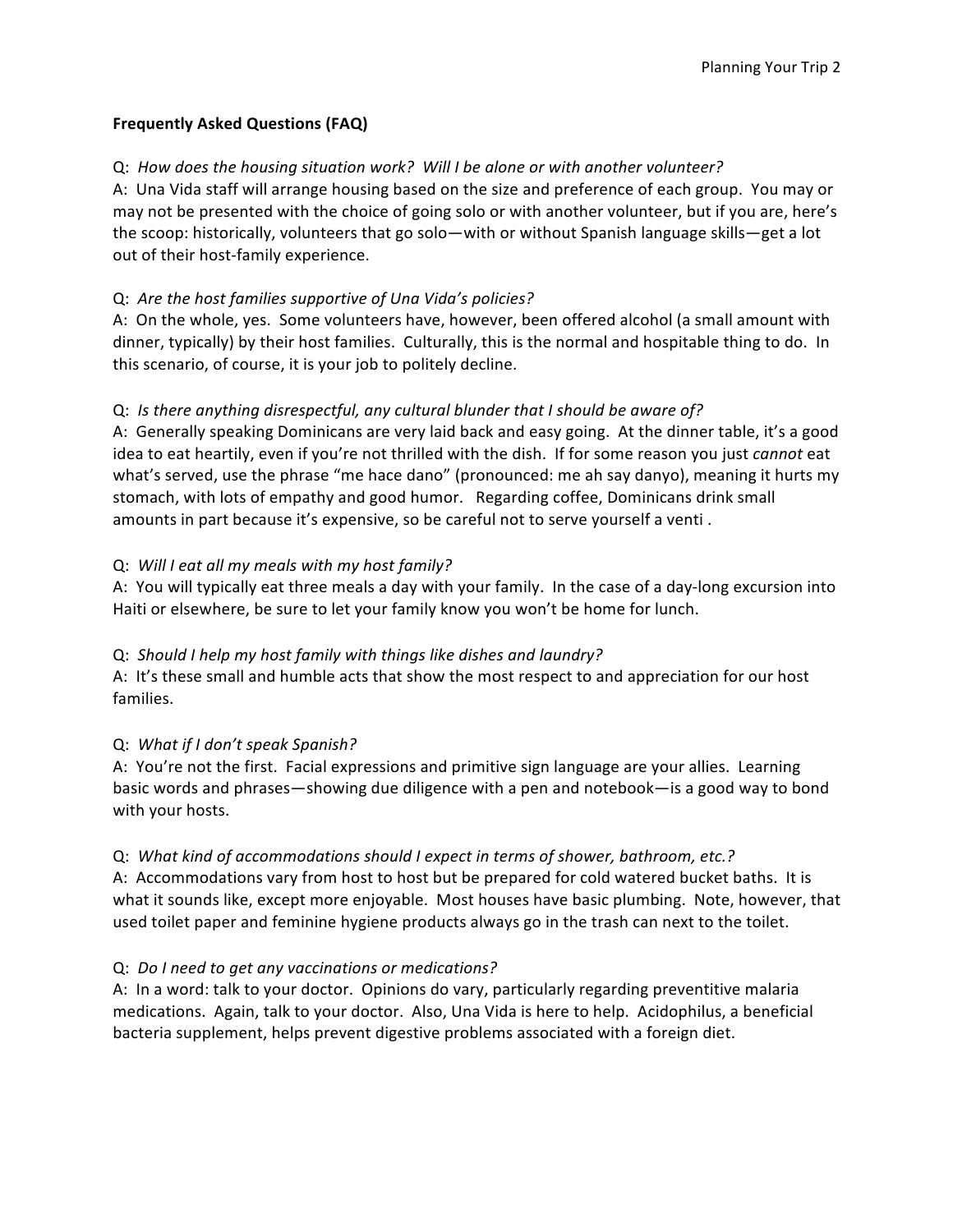**Frequently Asked Questions (FAQ)**

Q: *How does the housing situation work? Will I be alone or with another volunteer?*
A: Una Vida staff will arrange housing based on the size and preference of each group. You may or may not be presented with the choice of going solo or with another volunteer, but if you are, here's the scoop: historically, volunteers that go solo—with or without Spanish language skills—get a lot out of their host-family experience.

Q: *Are the host families supportive of Una Vida's policies?*
A: On the whole, yes. Some volunteers have, however, been offered alcohol (a small amount with dinner, typically) by their host families. Culturally, this is the normal and hospitable thing to do. In this scenario, of course, it is your job to politely decline.

Q: *Is there anything disrespectful, any cultural blunder that I should be aware of?*
A: Generally speaking Dominicans are very laid back and easy going. At the dinner table, it's a good idea to eat heartily, even if you're not thrilled with the dish. If for some reason you just *cannot* eat what's served, use the phrase "me hace dano" (pronounced: me ah say danyo), meaning it hurts my stomach, with lots of empathy and good humor. Regarding coffee, Dominicans drink small amounts in part because it's expensive, so be careful not to serve yourself a venti .

Q: *Will I eat all my meals with my host family?*
A: You will typically eat three meals a day with your family. In the case of a day-long excursion into Haiti or elsewhere, be sure to let your family know you won't be home for lunch.

Q: *Should I help my host family with things like dishes and laundry?*
A: It's these small and humble acts that show the most respect to and appreciation for our host families.

Q: *What if I don't speak Spanish?*
A: You're not the first. Facial expressions and primitive sign language are your allies. Learning basic words and phrases—showing due diligence with a pen and notebook—is a good way to bond with your hosts.

Q: *What kind of accommodations should I expect in terms of shower, bathroom, etc.?*
A: Accommodations vary from host to host but be prepared for cold watered bucket baths. It is what it sounds like, except more enjoyable. Most houses have basic plumbing. Note, however, that used toilet paper and feminine hygiene products always go in the trash can next to the toilet.

Q: *Do I need to get any vaccinations or medications?*
A: In a word: talk to your doctor. Opinions do vary, particularly regarding preventitive malaria medications. Again, talk to your doctor. Also, Una Vida is here to help. Acidophilus, a beneficial bacteria supplement, helps prevent digestive problems associated with a foreign diet.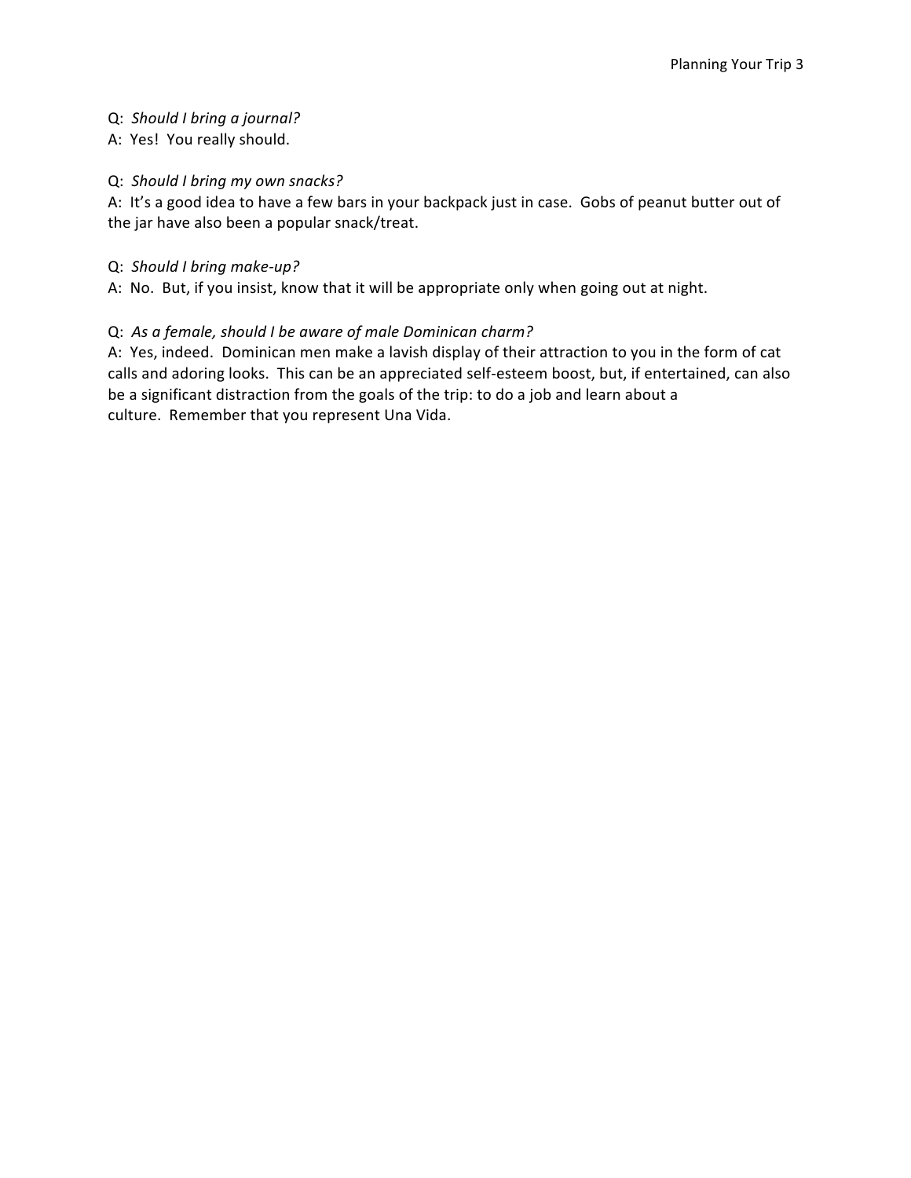Q: *Should I bring a journal?*
A: Yes! You really should.

Q: *Should I bring my own snacks?*
A: It's a good idea to have a few bars in your backpack just in case. Gobs of peanut butter out of the jar have also been a popular snack/treat.

Q: *Should I bring make-up?*
A: No. But, if you insist, know that it will be appropriate only when going out at night.

Q: *As a female, should I be aware of male Dominican charm?*
A: Yes, indeed. Dominican men make a lavish display of their attraction to you in the form of cat calls and adoring looks. This can be an appreciated self-esteem boost, but, if entertained, can also be a significant distraction from the goals of the trip: to do a job and learn about a culture. Remember that you represent Una Vida.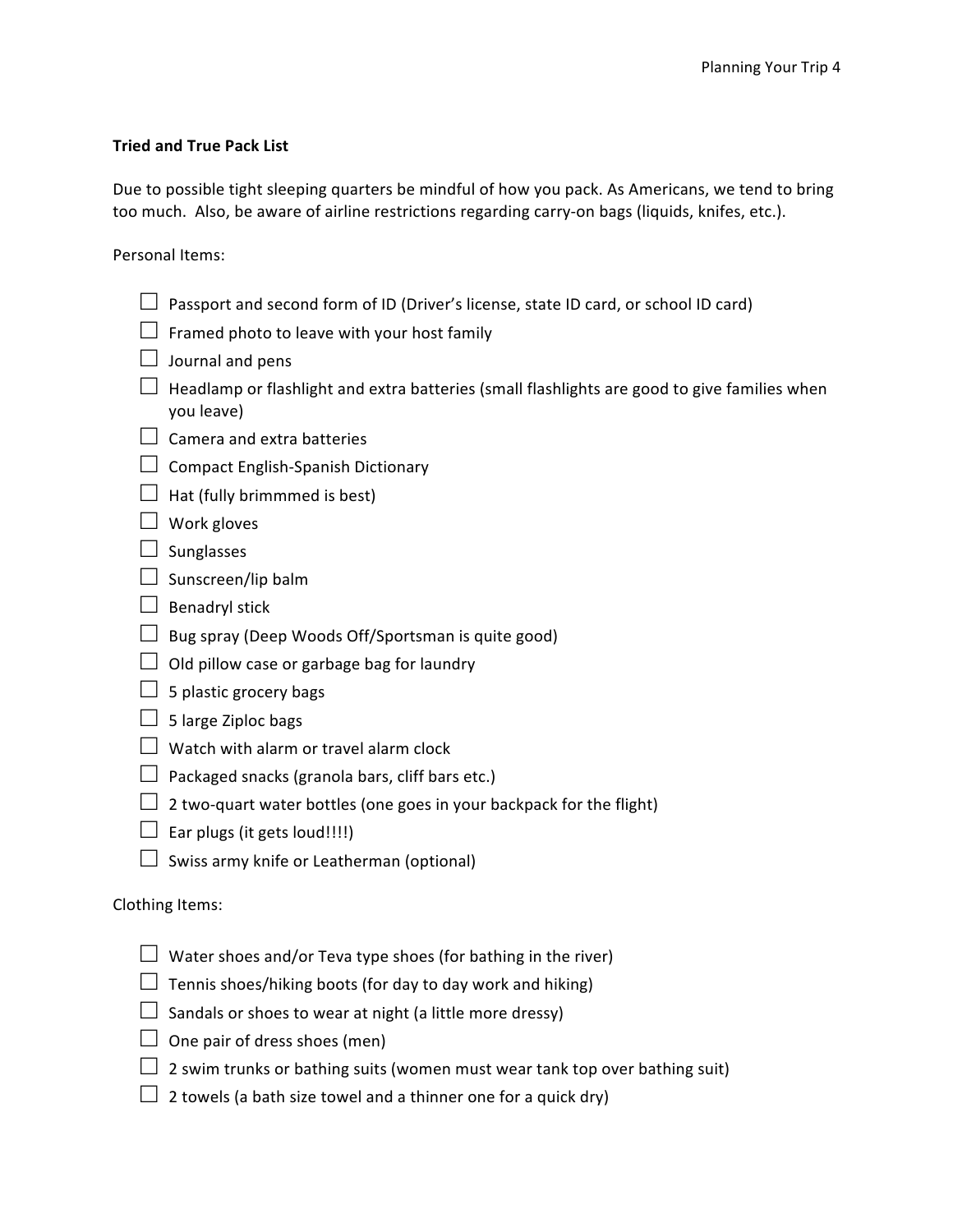**Tried and True Pack List**

Due to possible tight sleeping quarters be mindful of how you pack. As Americans, we tend to bring too much. Also, be aware of airline restrictions regarding carry-on bags (liquids, knifes, etc.).

Personal Items:

- ☐ Passport and second form of ID (Driver's license, state ID card, or school ID card)
- ☐ Framed photo to leave with your host family
- ☐ Journal and pens
- ☐ Headlamp or flashlight and extra batteries (small flashlights are good to give families when you leave)
- ☐ Camera and extra batteries
- ☐ Compact English-Spanish Dictionary
- ☐ Hat (fully brimmmed is best)
- ☐ Work gloves
- ☐ Sunglasses
- ☐ Sunscreen/lip balm
- ☐ Benadryl stick
- ☐ Bug spray (Deep Woods Off/Sportsman is quite good)
- ☐ Old pillow case or garbage bag for laundry
- ☐ 5 plastic grocery bags
- ☐ 5 large Ziploc bags
- ☐ Watch with alarm or travel alarm clock
- ☐ Packaged snacks (granola bars, cliff bars etc.)
- ☐ 2 two-quart water bottles (one goes in your backpack for the flight)
- ☐ Ear plugs (it gets loud!!!!)
- ☐ Swiss army knife or Leatherman (optional)

Clothing Items:

- ☐ Water shoes and/or Teva type shoes (for bathing in the river)
- ☐ Tennis shoes/hiking boots (for day to day work and hiking)
- ☐ Sandals or shoes to wear at night (a little more dressy)
- ☐ One pair of dress shoes (men)
- ☐ 2 swim trunks or bathing suits (women must wear tank top over bathing suit)
- ☐ 2 towels (a bath size towel and a thinner one for a quick dry)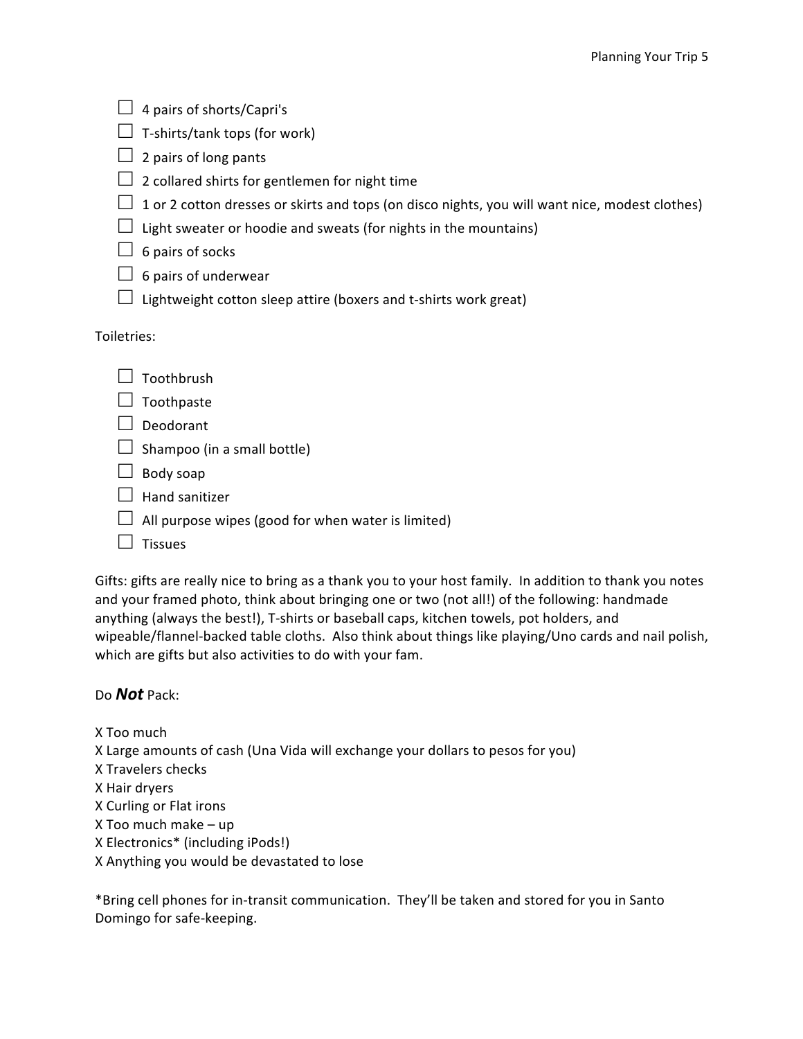- ☐ 4 pairs of shorts/Capri's
- ☐ T-shirts/tank tops (for work)
- ☐ 2 pairs of long pants
- ☐ 2 collared shirts for gentlemen for night time
- ☐ 1 or 2 cotton dresses or skirts and tops (on disco nights, you will want nice, modest clothes)
- ☐ Light sweater or hoodie and sweats (for nights in the mountains)
- ☐ 6 pairs of socks
- ☐ 6 pairs of underwear
- ☐ Lightweight cotton sleep attire (boxers and t-shirts work great)

Toiletries:

- ☐ Toothbrush
- ☐ Toothpaste
- ☐ Deodorant
- ☐ Shampoo (in a small bottle)
- ☐ Body soap
- ☐ Hand sanitizer
- ☐ All purpose wipes (good for when water is limited)
- ☐ Tissues

Gifts: gifts are really nice to bring as a thank you to your host family. In addition to thank you notes and your framed photo, think about bringing one or two (not all!) of the following: handmade anything (always the best!), T-shirts or baseball caps, kitchen towels, pot holders, and wipeable/flannel-backed table cloths. Also think about things like playing/Uno cards and nail polish, which are gifts but also activities to do with your fam.

Do ***Not*** Pack:

X Too much
X Large amounts of cash (Una Vida will exchange your dollars to pesos for you)
X Travelers checks
X Hair dryers
X Curling or Flat irons
X Too much make – up
X Electronics* (including iPods!)
X Anything you would be devastated to lose

*Bring cell phones for in-transit communication. They'll be taken and stored for you in Santo Domingo for safe-keeping.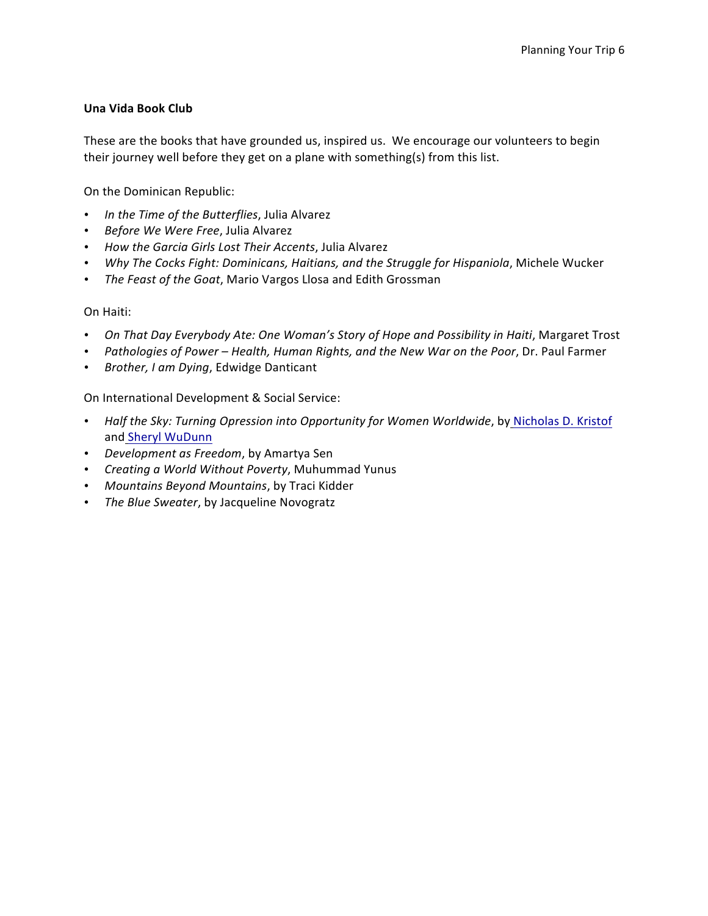**Una Vida Book Club**

These are the books that have grounded us, inspired us. We encourage our volunteers to begin their journey well before they get on a plane with something(s) from this list.

On the Dominican Republic:

- *In the Time of the Butterflies*, Julia Alvarez
- *Before We Were Free*, Julia Alvarez
- *How the Garcia Girls Lost Their Accents*, Julia Alvarez
- *Why The Cocks Fight: Dominicans, Haitians, and the Struggle for Hispaniola*, Michele Wucker
- *The Feast of the Goat*, Mario Vargos Llosa and Edith Grossman

On Haiti:

- *On That Day Everybody Ate: One Woman's Story of Hope and Possibility in Haiti*, Margaret Trost
- *Pathologies of Power – Health, Human Rights, and the New War on the Poor*, Dr. Paul Farmer
- *Brother, I am Dying*, Edwidge Danticant

On International Development & Social Service:

- *Half the Sky: Turning Opression into Opportunity for Women Worldwide*, by Nicholas D. Kristof and Sheryl WuDunn
- *Development as Freedom*, by Amartya Sen
- *Creating a World Without Poverty*, Muhummad Yunus
- *Mountains Beyond Mountains*, by Traci Kidder
- *The Blue Sweater*, by Jacqueline Novogratz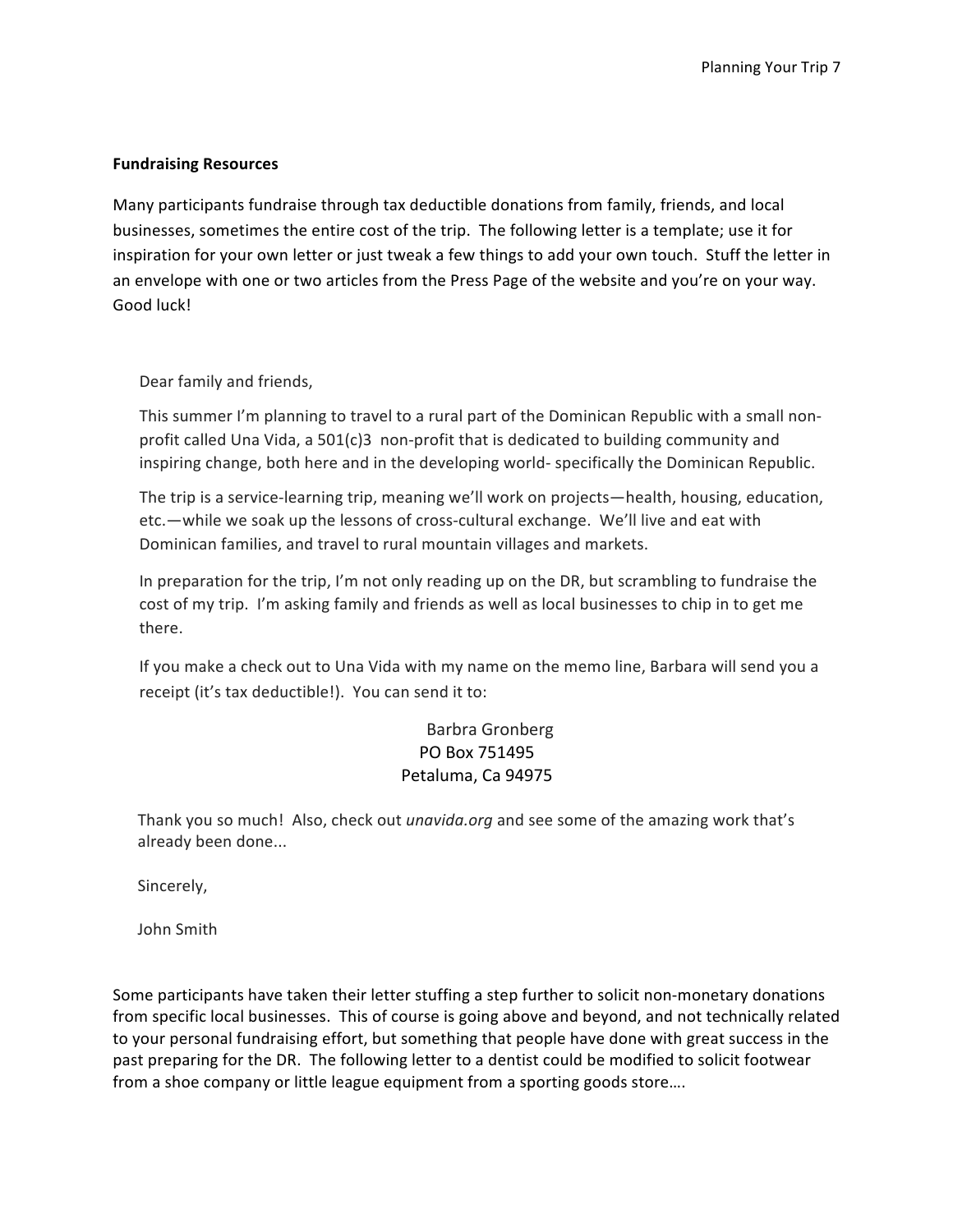**Fundraising Resources**

Many participants fundraise through tax deductible donations from family, friends, and local businesses, sometimes the entire cost of the trip. The following letter is a template; use it for inspiration for your own letter or just tweak a few things to add your own touch. Stuff the letter in an envelope with one or two articles from the Press Page of the website and you're on your way. Good luck!

> Dear family and friends,
>
> This summer I'm planning to travel to a rural part of the Dominican Republic with a small non-profit called Una Vida, a 501(c)3 non-profit that is dedicated to building community and inspiring change, both here and in the developing world- specifically the Dominican Republic.
>
> The trip is a service-learning trip, meaning we'll work on projects—health, housing, education, etc.—while we soak up the lessons of cross-cultural exchange. We'll live and eat with Dominican families, and travel to rural mountain villages and markets.
>
> In preparation for the trip, I'm not only reading up on the DR, but scrambling to fundraise the cost of my trip. I'm asking family and friends as well as local businesses to chip in to get me there.
>
> If you make a check out to Una Vida with my name on the memo line, Barbara will send you a receipt (it's tax deductible!). You can send it to:
>
> Barbra Gronberg
> PO Box 751495
> Petaluma, Ca 94975
>
> Thank you so much! Also, check out *unavida.org* and see some of the amazing work that's already been done...
>
> Sincerely,
>
> John Smith

Some participants have taken their letter stuffing a step further to solicit non-monetary donations from specific local businesses. This of course is going above and beyond, and not technically related to your personal fundraising effort, but something that people have done with great success in the past preparing for the DR. The following letter to a dentist could be modified to solicit footwear from a shoe company or little league equipment from a sporting goods store….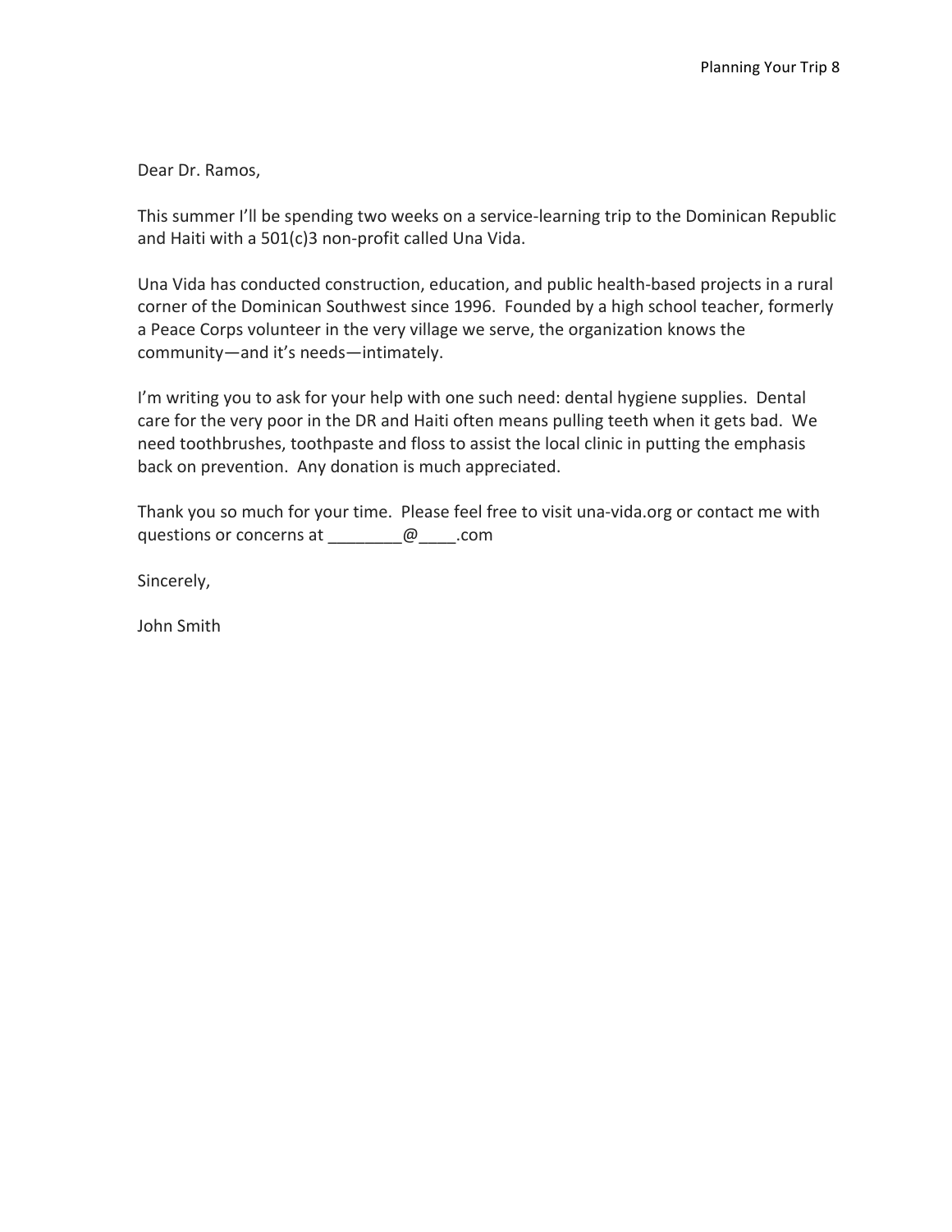Dear Dr. Ramos,

This summer I'll be spending two weeks on a service-learning trip to the Dominican Republic and Haiti with a 501(c)3 non-profit called Una Vida.

Una Vida has conducted construction, education, and public health-based projects in a rural corner of the Dominican Southwest since 1996. Founded by a high school teacher, formerly a Peace Corps volunteer in the very village we serve, the organization knows the community—and it's needs—intimately.

I'm writing you to ask for your help with one such need: dental hygiene supplies. Dental care for the very poor in the DR and Haiti often means pulling teeth when it gets bad. We need toothbrushes, toothpaste and floss to assist the local clinic in putting the emphasis back on prevention. Any donation is much appreciated.

Thank you so much for your time. Please feel free to visit una-vida.org or contact me with questions or concerns at ________@____.com

Sincerely,

John Smith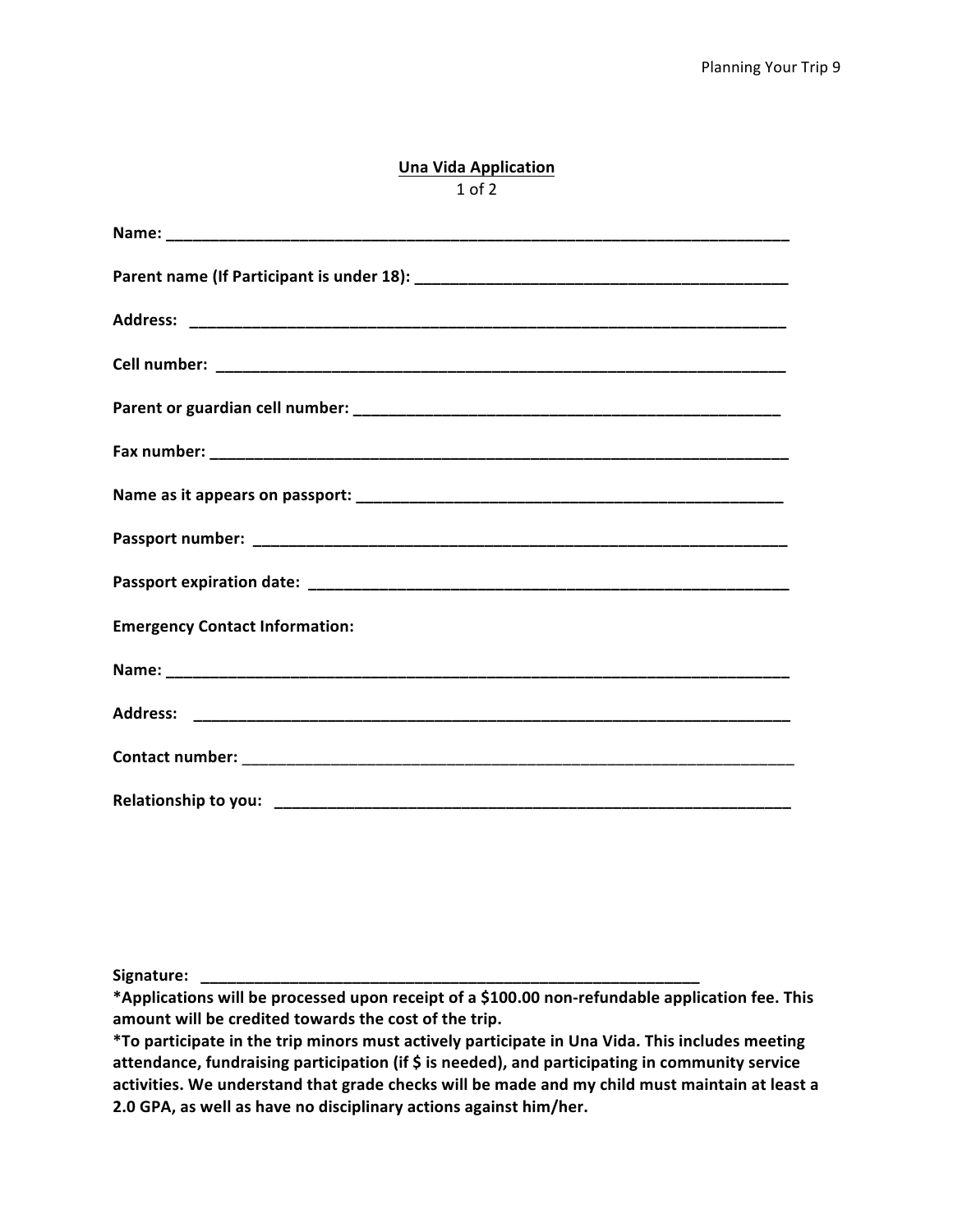## Una Vida Application

1 of 2

**Name: \_\_\_\_\_\_\_\_\_\_\_\_\_\_\_\_\_\_\_\_\_\_\_\_\_\_\_\_\_\_\_\_\_\_\_\_\_\_\_\_\_\_\_\_\_\_\_\_\_\_\_\_\_\_\_\_\_\_\_\_\_\_\_\_\_\_\_\_\_\_\_\_**

**Parent name (If Participant is under 18): \_\_\_\_\_\_\_\_\_\_\_\_\_\_\_\_\_\_\_\_\_\_\_\_\_\_\_\_\_\_\_\_\_\_\_\_\_\_\_\_\_\_\_**

**Address: \_\_\_\_\_\_\_\_\_\_\_\_\_\_\_\_\_\_\_\_\_\_\_\_\_\_\_\_\_\_\_\_\_\_\_\_\_\_\_\_\_\_\_\_\_\_\_\_\_\_\_\_\_\_\_\_\_\_\_\_\_\_\_\_\_\_\_\_**

**Cell number: \_\_\_\_\_\_\_\_\_\_\_\_\_\_\_\_\_\_\_\_\_\_\_\_\_\_\_\_\_\_\_\_\_\_\_\_\_\_\_\_\_\_\_\_\_\_\_\_\_\_\_\_\_\_\_\_\_\_\_\_\_\_\_\_\_**

**Parent or guardian cell number: \_\_\_\_\_\_\_\_\_\_\_\_\_\_\_\_\_\_\_\_\_\_\_\_\_\_\_\_\_\_\_\_\_\_\_\_\_\_\_\_\_\_\_\_\_\_\_\_\_\_**

**Fax number: \_\_\_\_\_\_\_\_\_\_\_\_\_\_\_\_\_\_\_\_\_\_\_\_\_\_\_\_\_\_\_\_\_\_\_\_\_\_\_\_\_\_\_\_\_\_\_\_\_\_\_\_\_\_\_\_\_\_\_\_\_\_\_\_\_\_\_**

**Name as it appears on passport: \_\_\_\_\_\_\_\_\_\_\_\_\_\_\_\_\_\_\_\_\_\_\_\_\_\_\_\_\_\_\_\_\_\_\_\_\_\_\_\_\_\_\_\_\_\_\_\_\_\_**

**Passport number: \_\_\_\_\_\_\_\_\_\_\_\_\_\_\_\_\_\_\_\_\_\_\_\_\_\_\_\_\_\_\_\_\_\_\_\_\_\_\_\_\_\_\_\_\_\_\_\_\_\_\_\_\_\_\_\_\_\_\_\_\_\_\_**

**Passport expiration date: \_\_\_\_\_\_\_\_\_\_\_\_\_\_\_\_\_\_\_\_\_\_\_\_\_\_\_\_\_\_\_\_\_\_\_\_\_\_\_\_\_\_\_\_\_\_\_\_\_\_\_\_\_\_\_\_**

**Emergency Contact Information:**

**Name: \_\_\_\_\_\_\_\_\_\_\_\_\_\_\_\_\_\_\_\_\_\_\_\_\_\_\_\_\_\_\_\_\_\_\_\_\_\_\_\_\_\_\_\_\_\_\_\_\_\_\_\_\_\_\_\_\_\_\_\_\_\_\_\_\_\_\_\_\_\_\_\_**

**Address: \_\_\_\_\_\_\_\_\_\_\_\_\_\_\_\_\_\_\_\_\_\_\_\_\_\_\_\_\_\_\_\_\_\_\_\_\_\_\_\_\_\_\_\_\_\_\_\_\_\_\_\_\_\_\_\_\_\_\_\_\_\_\_\_\_\_\_\_**

**Contact number:** \_\_\_\_\_\_\_\_\_\_\_\_\_\_\_\_\_\_\_\_\_\_\_\_\_\_\_\_\_\_\_\_\_\_\_\_\_\_\_\_\_\_\_\_\_\_\_\_\_\_\_\_\_\_\_\_\_\_\_\_\_\_\_\_\_

**Relationship to you: \_\_\_\_\_\_\_\_\_\_\_\_\_\_\_\_\_\_\_\_\_\_\_\_\_\_\_\_\_\_\_\_\_\_\_\_\_\_\_\_\_\_\_\_\_\_\_\_\_\_\_\_\_\_\_\_\_\_\_\_**

**Signature: \_\_\_\_\_\_\_\_\_\_\_\_\_\_\_\_\_\_\_\_\_\_\_\_\_\_\_\_\_\_\_\_\_\_\_\_\_\_\_\_\_\_\_\_\_\_\_\_\_\_\_\_\_\_\_\_\_\_**

**\*Applications will be processed upon receipt of a $100.00 non-refundable application fee. This amount will be credited towards the cost of the trip.**

**\*To participate in the trip minors must actively participate in Una Vida. This includes meeting attendance, fundraising participation (if $ is needed), and participating in community service activities. We understand that grade checks will be made and my child must maintain at least a 2.0 GPA, as well as have no disciplinary actions against him/her.**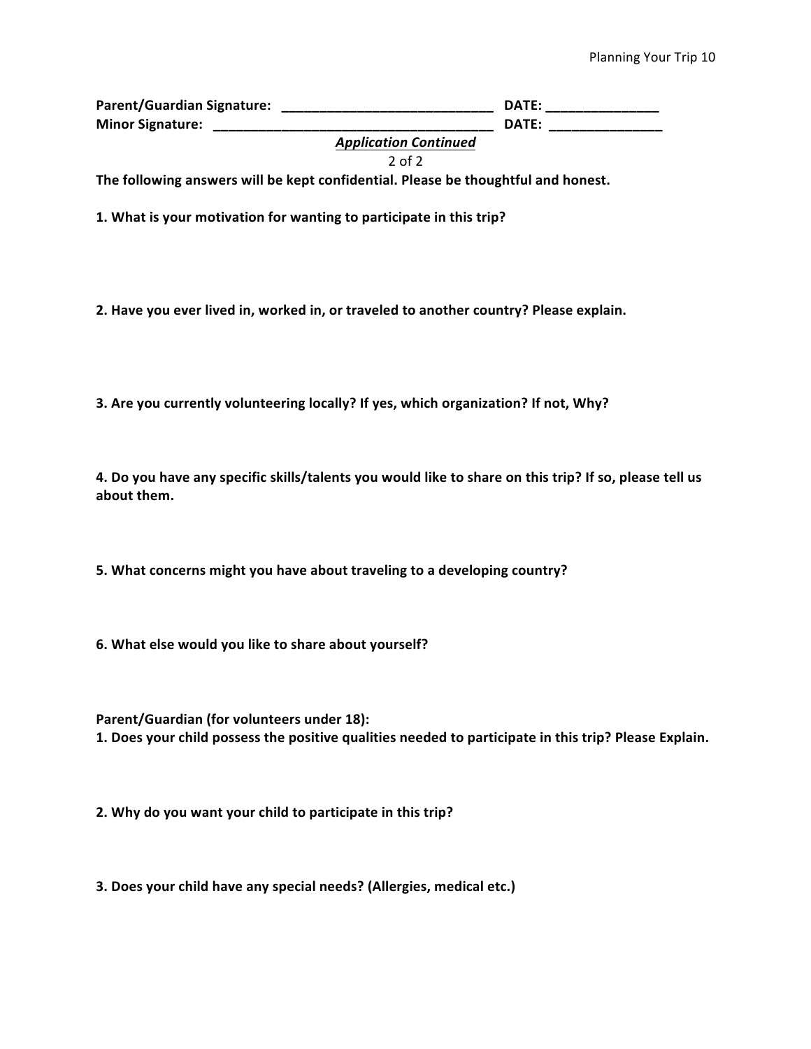**Parent/Guardian Signature:** ____________________________ **DATE:** _______________

**Minor Signature:** ______________________________________ **DATE:** _______________

***Application Continued***

2 of 2

**The following answers will be kept confidential. Please be thoughtful and honest.**

**1. What is your motivation for wanting to participate in this trip?**

**2. Have you ever lived in, worked in, or traveled to another country? Please explain.**

**3. Are you currently volunteering locally? If yes, which organization? If not, Why?**

**4. Do you have any specific skills/talents you would like to share on this trip? If so, please tell us about them.**

**5. What concerns might you have about traveling to a developing country?**

**6. What else would you like to share about yourself?**

**Parent/Guardian (for volunteers under 18):**

**1. Does your child possess the positive qualities needed to participate in this trip? Please Explain.**

**2. Why do you want your child to participate in this trip?**

**3. Does your child have any special needs? (Allergies, medical etc.)**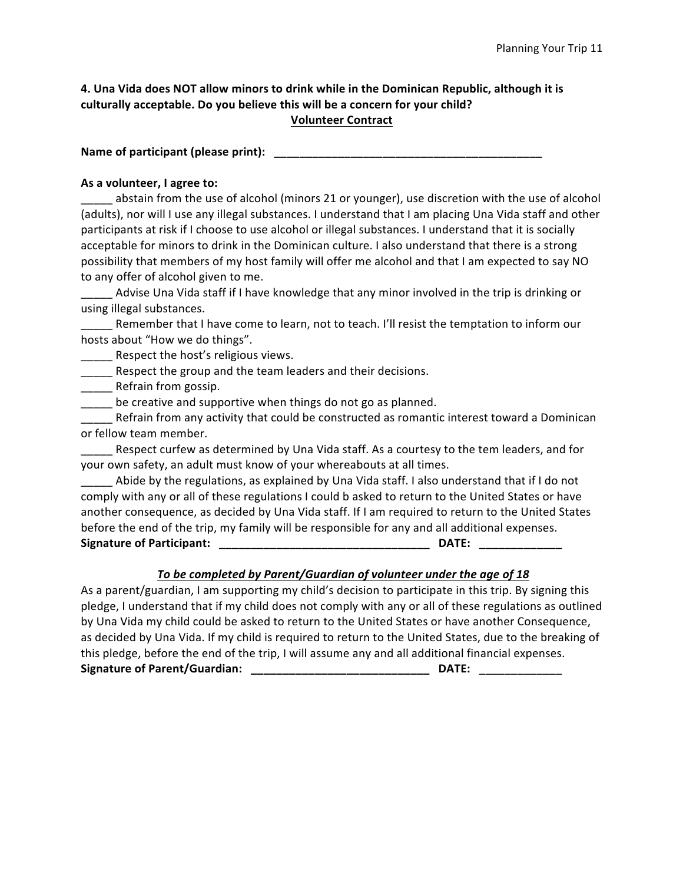**4. Una Vida does NOT allow minors to drink while in the Dominican Republic, although it is culturally acceptable. Do you believe this will be a concern for your child?**

## Volunteer Contract

**Name of participant (please print): \_\_\_\_\_\_\_\_\_\_\_\_\_\_\_\_\_\_\_\_\_\_\_\_\_\_\_\_\_\_\_\_\_\_\_\_\_\_\_\_\_\_\_\_**

**As a volunteer, I agree to:**

\_\_\_\_\_ abstain from the use of alcohol (minors 21 or younger), use discretion with the use of alcohol (adults), nor will I use any illegal substances. I understand that I am placing Una Vida staff and other participants at risk if I choose to use alcohol or illegal substances. I understand that it is socially acceptable for minors to drink in the Dominican culture. I also understand that there is a strong possibility that members of my host family will offer me alcohol and that I am expected to say NO to any offer of alcohol given to me.

\_\_\_\_\_ Advise Una Vida staff if I have knowledge that any minor involved in the trip is drinking or using illegal substances.

\_\_\_\_\_ Remember that I have come to learn, not to teach. I'll resist the temptation to inform our hosts about "How we do things".

\_\_\_\_\_ Respect the host's religious views.

\_\_\_\_\_ Respect the group and the team leaders and their decisions.

\_\_\_\_\_ Refrain from gossip.

\_\_\_\_\_ be creative and supportive when things do not go as planned.

\_\_\_\_\_ Refrain from any activity that could be constructed as romantic interest toward a Dominican or fellow team member.

\_\_\_\_\_ Respect curfew as determined by Una Vida staff. As a courtesy to the tem leaders, and for your own safety, an adult must know of your whereabouts at all times.

\_\_\_\_\_ Abide by the regulations, as explained by Una Vida staff. I also understand that if I do not comply with any or all of these regulations I could b asked to return to the United States or have another consequence, as decided by Una Vida staff. If I am required to return to the United States before the end of the trip, my family will be responsible for any and all additional expenses.

**Signature of Participant: \_\_\_\_\_\_\_\_\_\_\_\_\_\_\_\_\_\_\_\_\_\_\_\_\_\_\_\_\_\_\_\_\_\_ DATE: \_\_\_\_\_\_\_\_\_\_\_\_\_**

***To be completed by Parent/Guardian of volunteer under the age of 18***

As a parent/guardian, I am supporting my child's decision to participate in this trip. By signing this pledge, I understand that if my child does not comply with any or all of these regulations as outlined by Una Vida my child could be asked to return to the United States or have another Consequence, as decided by Una Vida. If my child is required to return to the United States, due to the breaking of this pledge, before the end of the trip, I will assume any and all additional financial expenses.

**Signature of Parent/Guardian: \_\_\_\_\_\_\_\_\_\_\_\_\_\_\_\_\_\_\_\_\_\_\_\_\_\_\_\_\_ DATE:** \_\_\_\_\_\_\_\_\_\_\_\_\_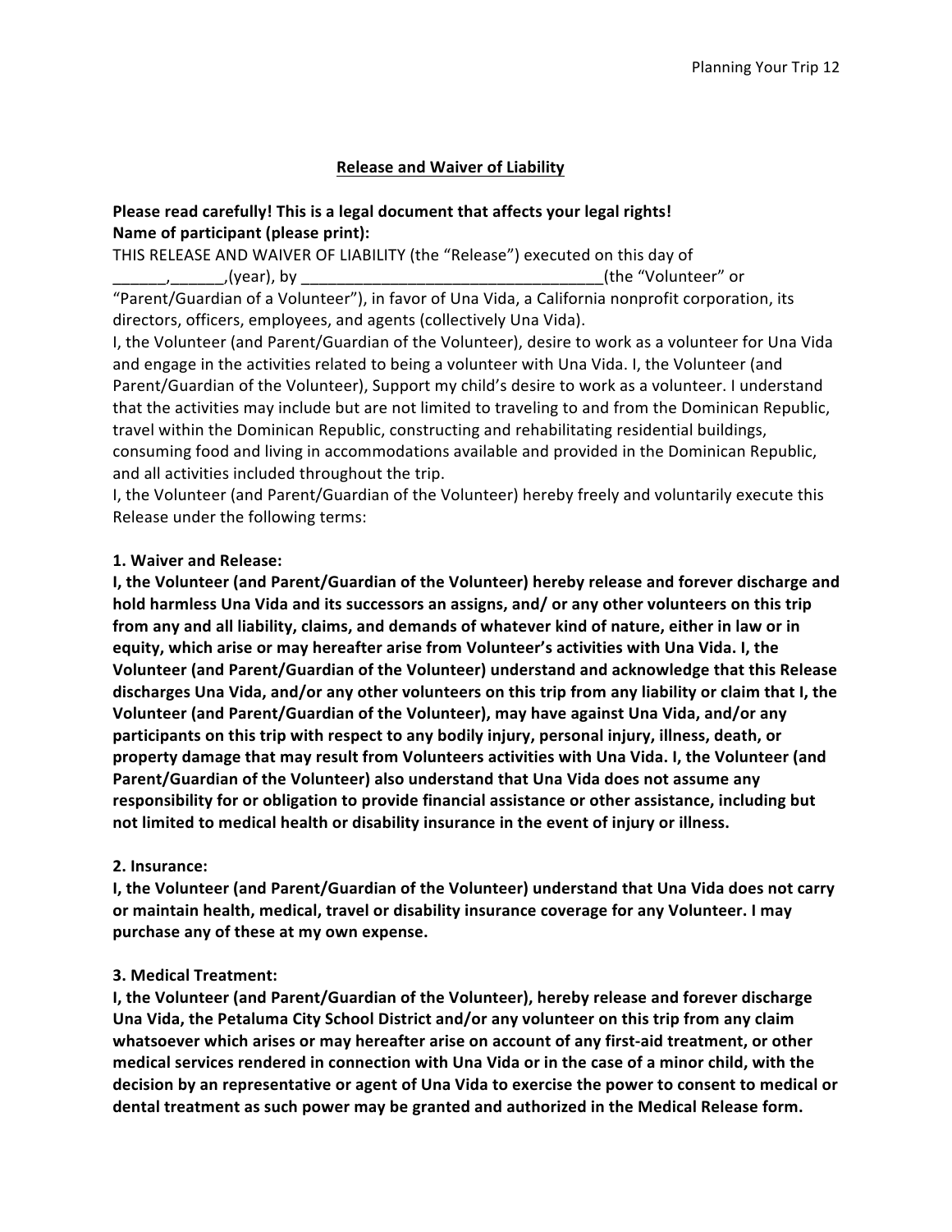## Release and Waiver of Liability

**Please read carefully! This is a legal document that affects your legal rights!**
**Name of participant (please print):**

THIS RELEASE AND WAIVER OF LIABILITY (the "Release") executed on this day of ______,______,(year), by __________________________________(the "Volunteer" or "Parent/Guardian of a Volunteer"), in favor of Una Vida, a California nonprofit corporation, its directors, officers, employees, and agents (collectively Una Vida).

I, the Volunteer (and Parent/Guardian of the Volunteer), desire to work as a volunteer for Una Vida and engage in the activities related to being a volunteer with Una Vida. I, the Volunteer (and Parent/Guardian of the Volunteer), Support my child's desire to work as a volunteer. I understand that the activities may include but are not limited to traveling to and from the Dominican Republic, travel within the Dominican Republic, constructing and rehabilitating residential buildings, consuming food and living in accommodations available and provided in the Dominican Republic, and all activities included throughout the trip.

I, the Volunteer (and Parent/Guardian of the Volunteer) hereby freely and voluntarily execute this Release under the following terms:

**1. Waiver and Release:**

**I, the Volunteer (and Parent/Guardian of the Volunteer) hereby release and forever discharge and hold harmless Una Vida and its successors an assigns, and/ or any other volunteers on this trip from any and all liability, claims, and demands of whatever kind of nature, either in law or in equity, which arise or may hereafter arise from Volunteer's activities with Una Vida. I, the Volunteer (and Parent/Guardian of the Volunteer) understand and acknowledge that this Release discharges Una Vida, and/or any other volunteers on this trip from any liability or claim that I, the Volunteer (and Parent/Guardian of the Volunteer), may have against Una Vida, and/or any participants on this trip with respect to any bodily injury, personal injury, illness, death, or property damage that may result from Volunteers activities with Una Vida. I, the Volunteer (and Parent/Guardian of the Volunteer) also understand that Una Vida does not assume any responsibility for or obligation to provide financial assistance or other assistance, including but not limited to medical health or disability insurance in the event of injury or illness.**

**2. Insurance:**

**I, the Volunteer (and Parent/Guardian of the Volunteer) understand that Una Vida does not carry or maintain health, medical, travel or disability insurance coverage for any Volunteer. I may purchase any of these at my own expense.**

**3. Medical Treatment:**

**I, the Volunteer (and Parent/Guardian of the Volunteer), hereby release and forever discharge Una Vida, the Petaluma City School District and/or any volunteer on this trip from any claim whatsoever which arises or may hereafter arise on account of any first-aid treatment, or other medical services rendered in connection with Una Vida or in the case of a minor child, with the decision by an representative or agent of Una Vida to exercise the power to consent to medical or dental treatment as such power may be granted and authorized in the Medical Release form.**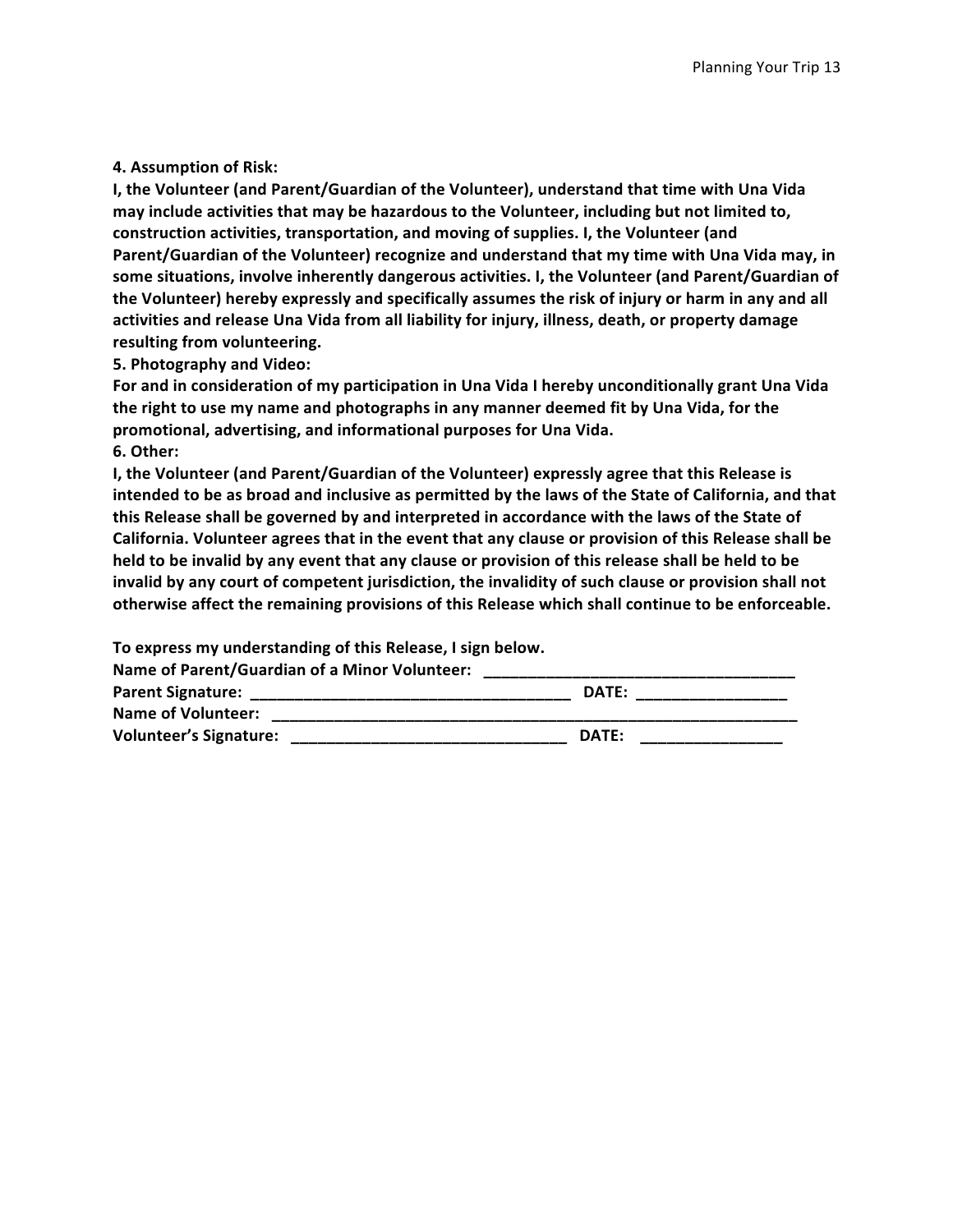**4. Assumption of Risk:**

**I, the Volunteer (and Parent/Guardian of the Volunteer), understand that time with Una Vida may include activities that may be hazardous to the Volunteer, including but not limited to, construction activities, transportation, and moving of supplies. I, the Volunteer (and Parent/Guardian of the Volunteer) recognize and understand that my time with Una Vida may, in some situations, involve inherently dangerous activities. I, the Volunteer (and Parent/Guardian of the Volunteer) hereby expressly and specifically assumes the risk of injury or harm in any and all activities and release Una Vida from all liability for injury, illness, death, or property damage resulting from volunteering.**

**5. Photography and Video:**

**For and in consideration of my participation in Una Vida I hereby unconditionally grant Una Vida the right to use my name and photographs in any manner deemed fit by Una Vida, for the promotional, advertising, and informational purposes for Una Vida.**

**6. Other:**

**I, the Volunteer (and Parent/Guardian of the Volunteer) expressly agree that this Release is intended to be as broad and inclusive as permitted by the laws of the State of California, and that this Release shall be governed by and interpreted in accordance with the laws of the State of California. Volunteer agrees that in the event that any clause or provision of this Release shall be held to be invalid by any event that any clause or provision of this release shall be held to be invalid by any court of competent jurisdiction, the invalidity of such clause or provision shall not otherwise affect the remaining provisions of this Release which shall continue to be enforceable.**

**To express my understanding of this Release, I sign below.**

**Name of Parent/Guardian of a Minor Volunteer:** ___________________________________

**Parent Signature:** ___________________________________ **DATE:** ________________

**Name of Volunteer:** ____________________________________________________________

**Volunteer's Signature:** ______________________________ **DATE:** ________________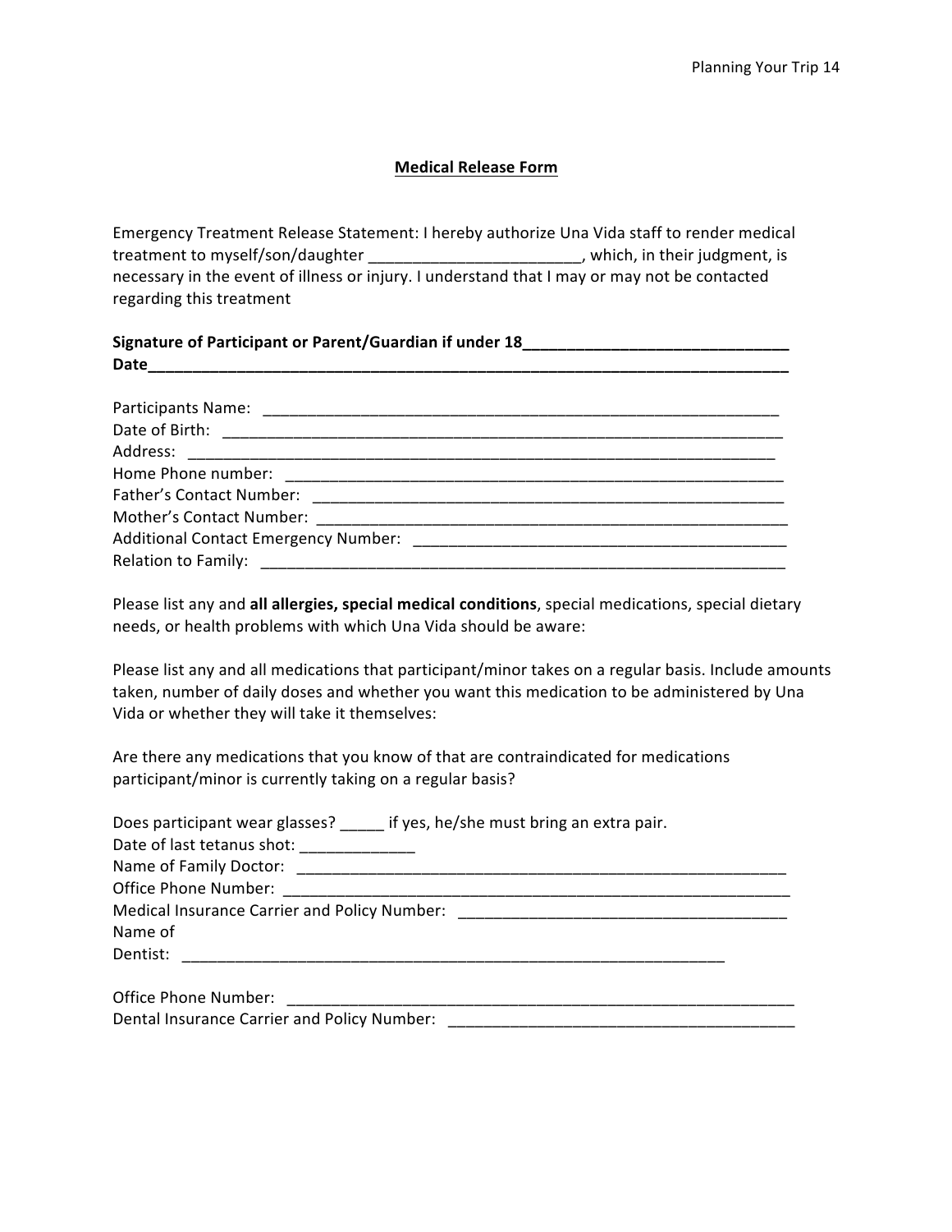## Medical Release Form

Emergency Treatment Release Statement: I hereby authorize Una Vida staff to render medical treatment to myself/son/daughter ________________________, which, in their judgment, is necessary in the event of illness or injury. I understand that I may or may not be contacted regarding this treatment

**Signature of Participant or Parent/Guardian if under 18______________________________**
**Date___________________________________________________________________________**

Participants Name: _______________________________________________________________
Date of Birth: ____________________________________________________________________
Address: ________________________________________________________________________
Home Phone number: ______________________________________________________________
Father's Contact Number: ___________________________________________________________
Mother's Contact Number: ___________________________________________________________
Additional Contact Emergency Number: ________________________________________________
Relation to Family: _________________________________________________________________

Please list any and **all allergies, special medical conditions**, special medications, special dietary needs, or health problems with which Una Vida should be aware:

Please list any and all medications that participant/minor takes on a regular basis. Include amounts taken, number of daily doses and whether you want this medication to be administered by Una Vida or whether they will take it themselves:

Are there any medications that you know of that are contraindicated for medications participant/minor is currently taking on a regular basis?

Does participant wear glasses? _____ if yes, he/she must bring an extra pair.
Date of last tetanus shot: _____________
Name of Family Doctor: _____________________________________________________________
Office Phone Number: _______________________________________________________________
Medical Insurance Carrier and Policy Number: ____________________________________
Name of Dentist: ___________________________________________________________________

Office Phone Number: _______________________________________________________________
Dental Insurance Carrier and Policy Number: ______________________________________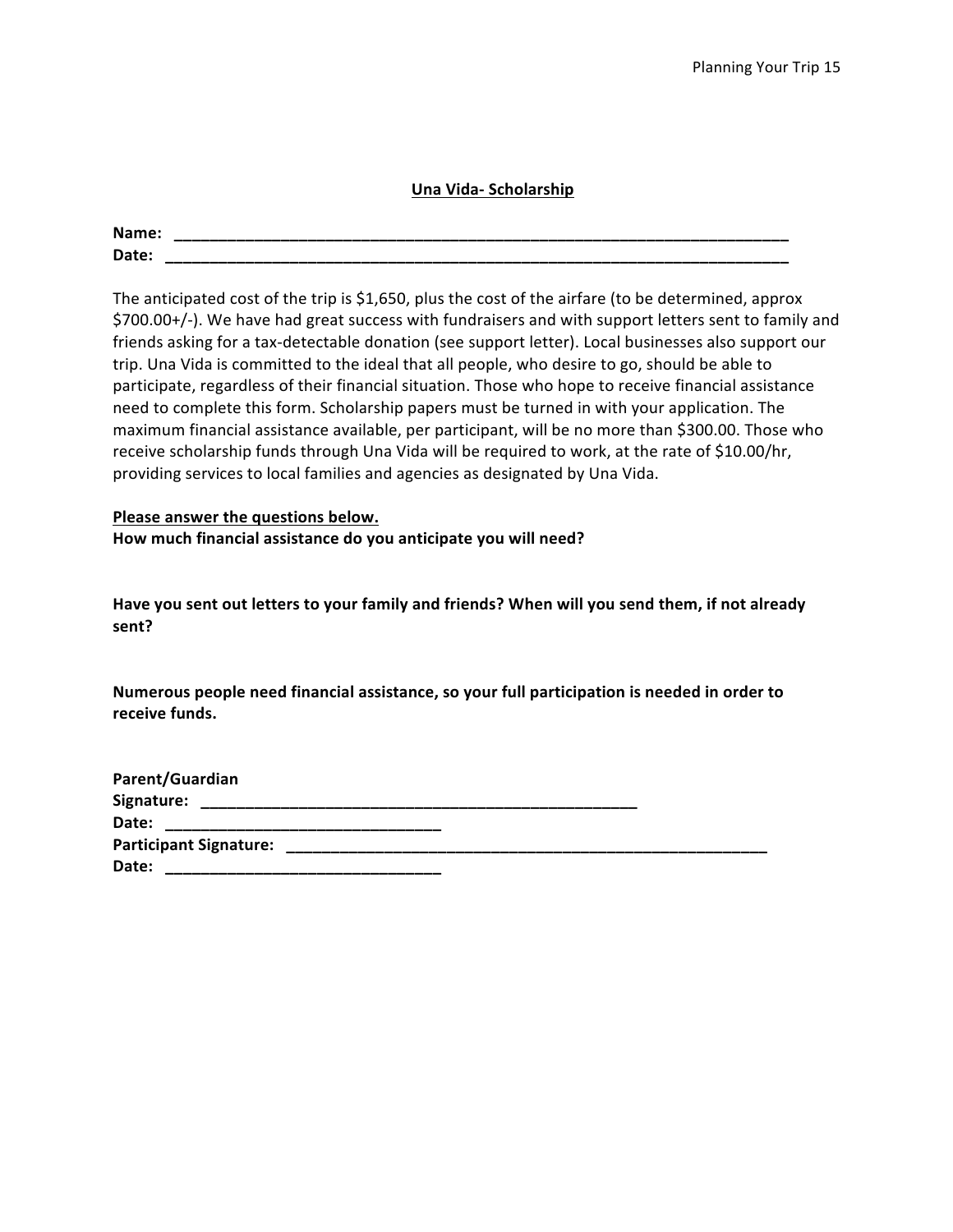## Una Vida- Scholarship

**Name:** ___________________________________________________________________________
**Date:** ____________________________________________________________________________

The anticipated cost of the trip is $1,650, plus the cost of the airfare (to be determined, approx $700.00+/-). We have had great success with fundraisers and with support letters sent to family and friends asking for a tax-detectable donation (see support letter). Local businesses also support our trip. Una Vida is committed to the ideal that all people, who desire to go, should be able to participate, regardless of their financial situation. Those who hope to receive financial assistance need to complete this form. Scholarship papers must be turned in with your application. The maximum financial assistance available, per participant, will be no more than $300.00. Those who receive scholarship funds through Una Vida will be required to work, at the rate of $10.00/hr, providing services to local families and agencies as designated by Una Vida.

**Please answer the questions below.**

**How much financial assistance do you anticipate you will need?**

**Have you sent out letters to your family and friends? When will you send them, if not already sent?**

**Numerous people need financial assistance, so your full participation is needed in order to receive funds.**

**Parent/Guardian**
**Signature:** ____________________________________________________
**Date:** ________________________________
**Participant Signature:** ________________________________________________________
**Date:** ________________________________